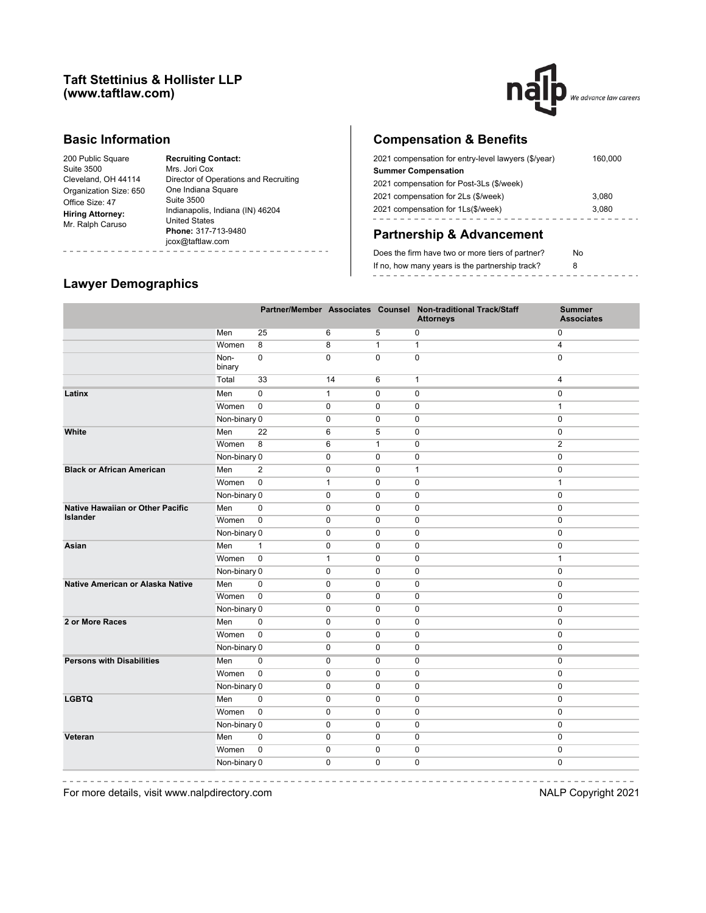## Taft Stettinius & Hollister LLP
## (www.taftlaw.com)

nalp We advance law careers

## Basic Information

200 Public Square
Suite 3500
Cleveland, OH 44114
Organization Size: 650
Office Size: 47
**Hiring Attorney:**
Mr. Ralph Caruso

**Recruiting Contact:**
Mrs. Jori Cox
Director of Operations and Recruiting
One Indiana Square
Suite 3500
Indianapolis, Indiana (IN) 46204
United States
**Phone:** 317-713-9480
jcox@taftlaw.com

## Compensation & Benefits

| | |
|---|---|
| 2021 compensation for entry-level lawyers ($/year) | 160,000 |
| **Summer Compensation** | |
| 2021 compensation for Post-3Ls ($/week) | |
| 2021 compensation for 2Ls ($/week) | 3,080 |
| 2021 compensation for 1Ls($/week) | 3,080 |

## Partnership & Advancement

| | |
|---|---|
| Does the firm have two or more tiers of partner? | No |
| If no, how many years is the partnership track? | 8 |

## Lawyer Demographics

| | | Partner/Member | Associates | Counsel | Non-traditional Track/Staff Attorneys | Summer Associates |
|---|---|---|---|---|---|---|
| | Men | 25 | 6 | 5 | 0 | 0 |
| | Women | 8 | 8 | 1 | 1 | 4 |
| | Non-binary | 0 | 0 | 0 | 0 | 0 |
| | Total | 33 | 14 | 6 | 1 | 4 |
| **Latinx** | Men | 0 | 1 | 0 | 0 | 0 |
| | Women | 0 | 0 | 0 | 0 | 1 |
| | Non-binary | 0 | 0 | 0 | 0 | 0 |
| **White** | Men | 22 | 6 | 5 | 0 | 0 |
| | Women | 8 | 6 | 1 | 0 | 2 |
| | Non-binary | 0 | 0 | 0 | 0 | 0 |
| **Black or African American** | Men | 2 | 0 | 0 | 1 | 0 |
| | Women | 0 | 1 | 0 | 0 | 1 |
| | Non-binary | 0 | 0 | 0 | 0 | 0 |
| **Native Hawaiian or Other Pacific Islander** | Men | 0 | 0 | 0 | 0 | 0 |
| | Women | 0 | 0 | 0 | 0 | 0 |
| | Non-binary | 0 | 0 | 0 | 0 | 0 |
| **Asian** | Men | 1 | 0 | 0 | 0 | 0 |
| | Women | 0 | 1 | 0 | 0 | 1 |
| | Non-binary | 0 | 0 | 0 | 0 | 0 |
| **Native American or Alaska Native** | Men | 0 | 0 | 0 | 0 | 0 |
| | Women | 0 | 0 | 0 | 0 | 0 |
| | Non-binary | 0 | 0 | 0 | 0 | 0 |
| **2 or More Races** | Men | 0 | 0 | 0 | 0 | 0 |
| | Women | 0 | 0 | 0 | 0 | 0 |
| | Non-binary | 0 | 0 | 0 | 0 | 0 |
| **Persons with Disabilities** | Men | 0 | 0 | 0 | 0 | 0 |
| | Women | 0 | 0 | 0 | 0 | 0 |
| | Non-binary | 0 | 0 | 0 | 0 | 0 |
| **LGBTQ** | Men | 0 | 0 | 0 | 0 | 0 |
| | Women | 0 | 0 | 0 | 0 | 0 |
| | Non-binary | 0 | 0 | 0 | 0 | 0 |
| **Veteran** | Men | 0 | 0 | 0 | 0 | 0 |
| | Women | 0 | 0 | 0 | 0 | 0 |
| | Non-binary | 0 | 0 | 0 | 0 | 0 |

For more details, visit www.nalpdirectory.com

NALP Copyright 2021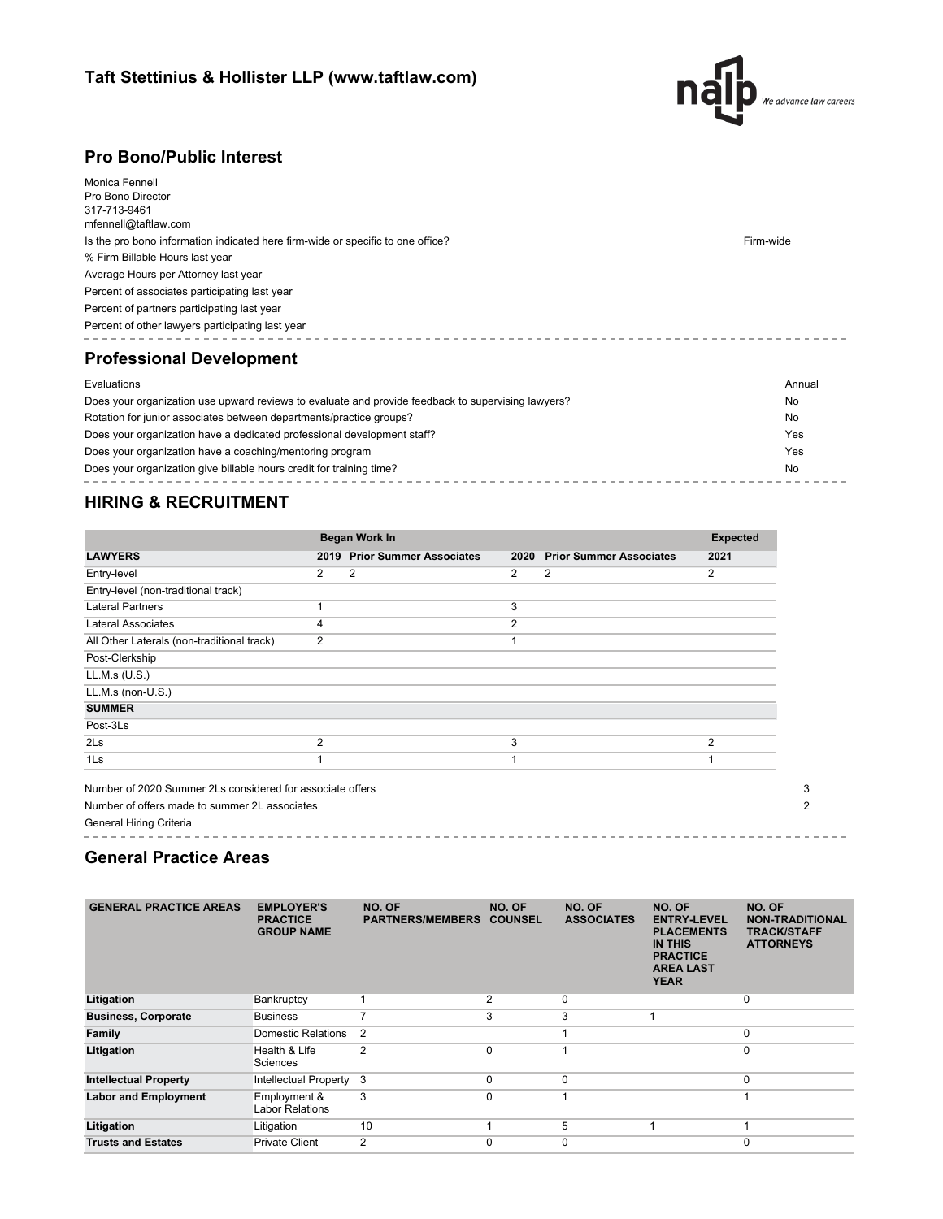## Taft Stettinius & Hollister LLP (www.taftlaw.com)

## Pro Bono/Public Interest

Monica Fennell
Pro Bono Director
317-713-9461
mfennell@taftlaw.com

| | |
|---|---|
| Is the pro bono information indicated here firm-wide or specific to one office? | Firm-wide |
| % Firm Billable Hours last year | |
| Average Hours per Attorney last year | |
| Percent of associates participating last year | |
| Percent of partners participating last year | |
| Percent of other lawyers participating last year | |

## Professional Development

| | |
|---|---|
| Evaluations | Annual |
| Does your organization use upward reviews to evaluate and provide feedback to supervising lawyers? | No |
| Rotation for junior associates between departments/practice groups? | No |
| Does your organization have a dedicated professional development staff? | Yes |
| Does your organization have a coaching/mentoring program | Yes |
| Does your organization give billable hours credit for training time? | No |

## HIRING & RECRUITMENT

| | Began Work In | | | | Expected |
|---|---|---|---|---|---|
| **LAWYERS** | **2019** | **Prior Summer Associates** | **2020** | **Prior Summer Associates** | **2021** |
| Entry-level | 2 | 2 | 2 | 2 | 2 |
| Entry-level (non-traditional track) | | | | | |
| Lateral Partners | 1 | | 3 | | |
| Lateral Associates | 4 | | 2 | | |
| All Other Laterals (non-traditional track) | 2 | | 1 | | |
| Post-Clerkship | | | | | |
| LL.M.s (U.S.) | | | | | |
| LL.M.s (non-U.S.) | | | | | |
| **SUMMER** | | | | | |
| Post-3Ls | | | | | |
| 2Ls | 2 | | 3 | | 2 |
| 1Ls | 1 | | 1 | | 1 |

| | |
|---|---|
| Number of 2020 Summer 2Ls considered for associate offers | 3 |
| Number of offers made to summer 2L associates | 2 |
| General Hiring Criteria | |

## General Practice Areas

| GENERAL PRACTICE AREAS | EMPLOYER'S PRACTICE GROUP NAME | NO. OF PARTNERS/MEMBERS | NO. OF COUNSEL | NO. OF ASSOCIATES | NO. OF ENTRY-LEVEL PLACEMENTS IN THIS PRACTICE AREA LAST YEAR | NO. OF NON-TRADITIONAL TRACK/STAFF ATTORNEYS |
|---|---|---|---|---|---|---|
| **Litigation** | Bankruptcy | 1 | 2 | 0 | | 0 |
| **Business, Corporate** | Business | 7 | 3 | 3 | 1 | |
| **Family** | Domestic Relations | 2 | | 1 | | 0 |
| **Litigation** | Health & Life Sciences | 2 | 0 | 1 | | 0 |
| **Intellectual Property** | Intellectual Property | 3 | 0 | 0 | | 0 |
| **Labor and Employment** | Employment & Labor Relations | 3 | 0 | 1 | | 1 |
| **Litigation** | Litigation | 10 | 1 | 5 | 1 | 1 |
| **Trusts and Estates** | Private Client | 2 | 0 | 0 | | 0 |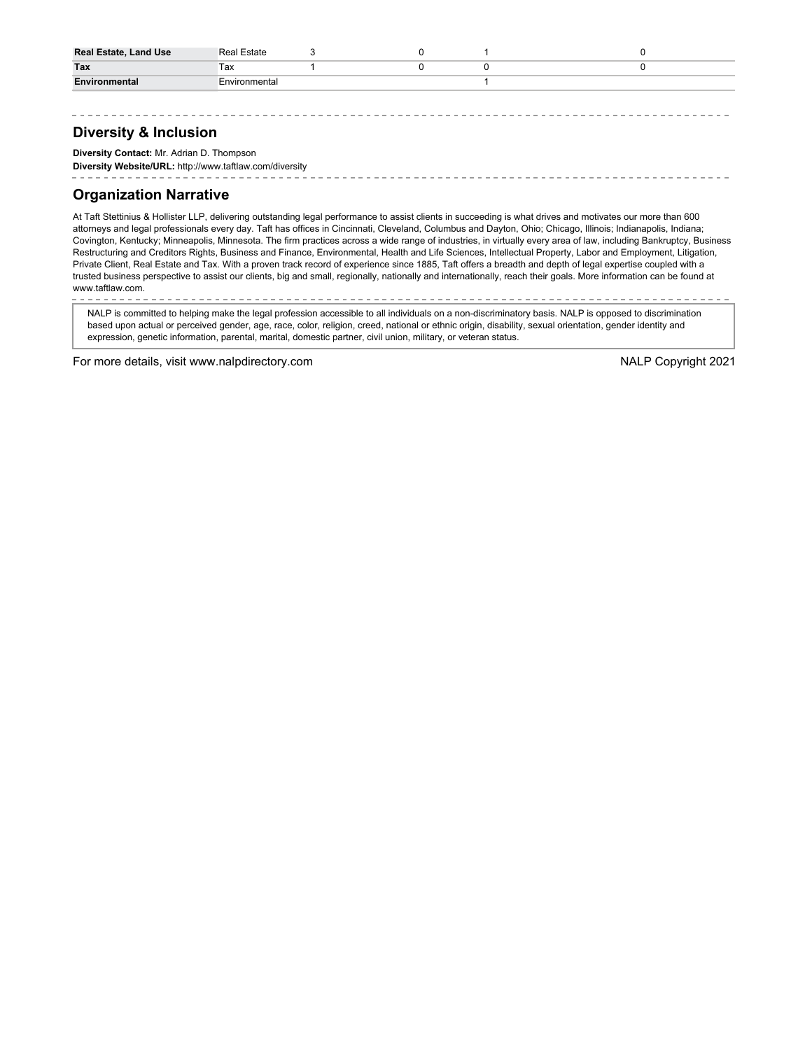| | | | | | |
|---|---|---|---|---|---|
| **Real Estate, Land Use** | Real Estate | 3 | 0 | 1 | 0 |
| **Tax** | Tax | 1 | 0 | 0 | 0 |
| **Environmental** | Environmental | | | 1 | |

## Diversity & Inclusion

**Diversity Contact:** Mr. Adrian D. Thompson
**Diversity Website/URL:** http://www.taftlaw.com/diversity

## Organization Narrative

At Taft Stettinius & Hollister LLP, delivering outstanding legal performance to assist clients in succeeding is what drives and motivates our more than 600 attorneys and legal professionals every day. Taft has offices in Cincinnati, Cleveland, Columbus and Dayton, Ohio; Chicago, Illinois; Indianapolis, Indiana; Covington, Kentucky; Minneapolis, Minnesota. The firm practices across a wide range of industries, in virtually every area of law, including Bankruptcy, Business Restructuring and Creditors Rights, Business and Finance, Environmental, Health and Life Sciences, Intellectual Property, Labor and Employment, Litigation, Private Client, Real Estate and Tax. With a proven track record of experience since 1885, Taft offers a breadth and depth of legal expertise coupled with a trusted business perspective to assist our clients, big and small, regionally, nationally and internationally, reach their goals. More information can be found at www.taftlaw.com.

NALP is committed to helping make the legal profession accessible to all individuals on a non-discriminatory basis. NALP is opposed to discrimination based upon actual or perceived gender, age, race, color, religion, creed, national or ethnic origin, disability, sexual orientation, gender identity and expression, genetic information, parental, marital, domestic partner, civil union, military, or veteran status.

For more details, visit www.nalpdirectory.com

NALP Copyright 2021